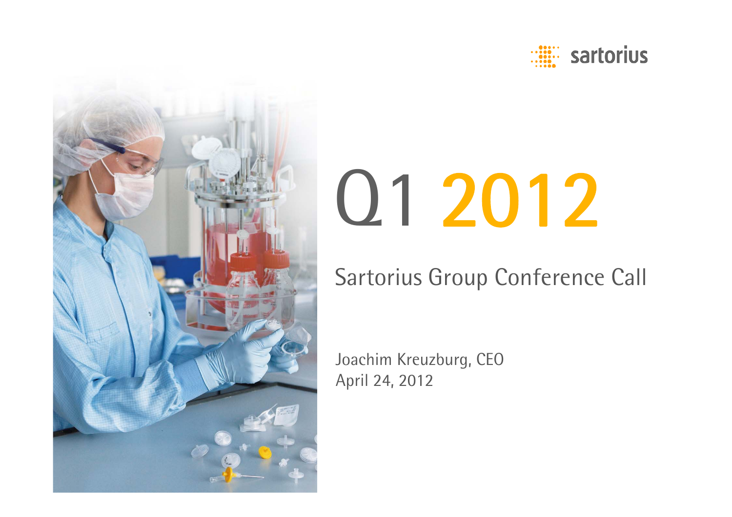sartorius

# Q1 2012

## Sartorius Group Conference Call

Joachim Kreuzburg, CEO
April 24, 2012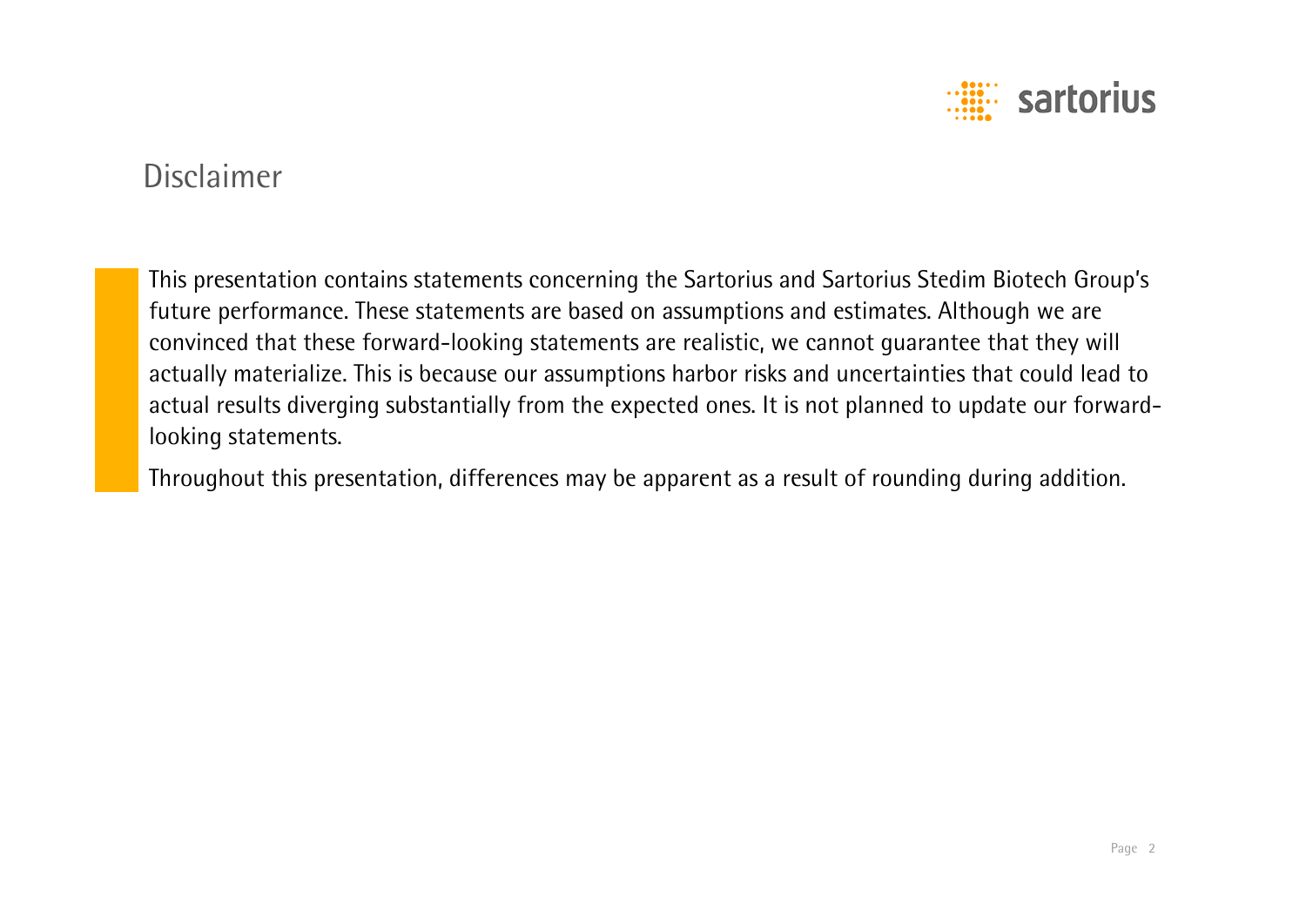# Disclaimer

This presentation contains statements concerning the Sartorius and Sartorius Stedim Biotech Group's future performance. These statements are based on assumptions and estimates. Although we are convinced that these forward-looking statements are realistic, we cannot guarantee that they will actually materialize. This is because our assumptions harbor risks and uncertainties that could lead to actual results diverging substantially from the expected ones. It is not planned to update our forward-looking statements.

Throughout this presentation, differences may be apparent as a result of rounding during addition.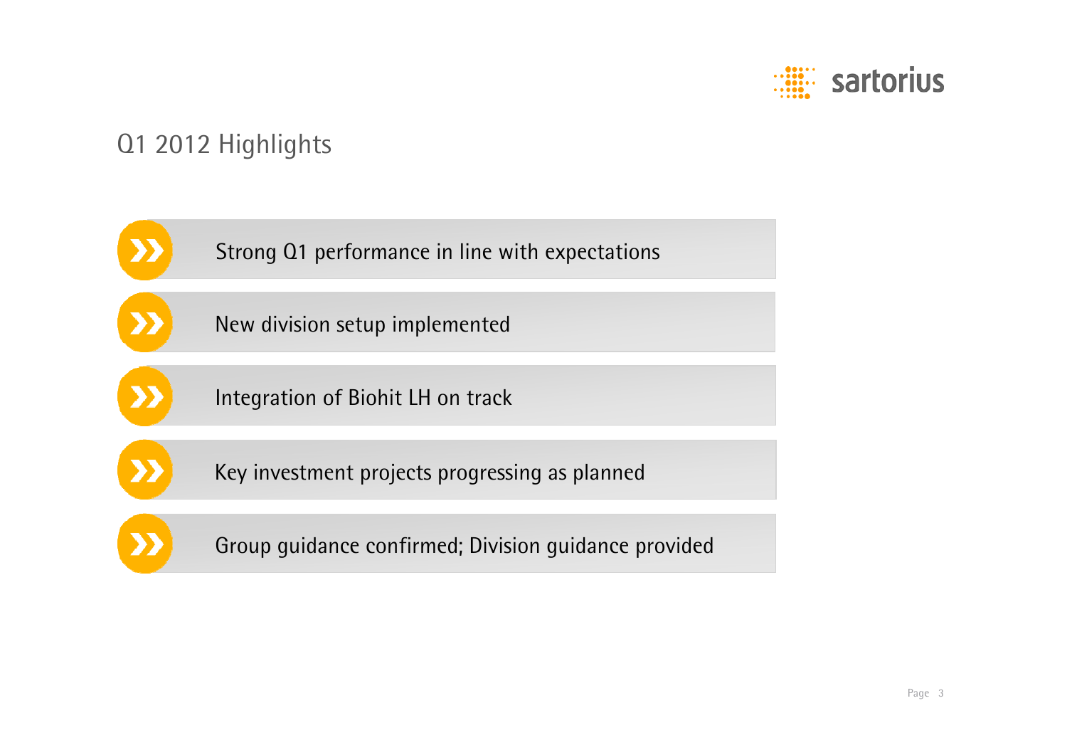# Q1 2012 Highlights

- Strong Q1 performance in line with expectations
- New division setup implemented
- Integration of Biohit LH on track
- Key investment projects progressing as planned
- Group guidance confirmed; Division guidance provided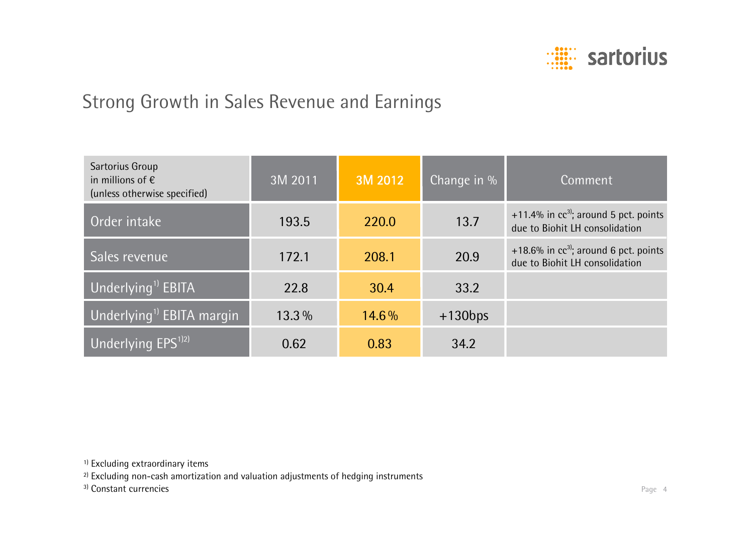## Strong Growth in Sales Revenue and Earnings

| Sartorius Group in millions of € (unless otherwise specified) | 3M 2011 | 3M 2012 | Change in % | Comment |
|---|---|---|---|---|
| Order intake | 193.5 | 220.0 | 13.7 | +11.4% in cc[3]; around 5 pct. points due to Biohit LH consolidation |
| Sales revenue | 172.1 | 208.1 | 20.9 | +18.6% in cc[3]; around 6 pct. points due to Biohit LH consolidation |
| Underlying[1] EBITA | 22.8 | 30.4 | 33.2 | |
| Underlying[1] EBITA margin | 13.3 % | 14.6 % | +130bps | |
| Underlying EPS[1)2)] | 0.62 | 0.83 | 34.2 | |

[1] Excluding extraordinary items
[2] Excluding non-cash amortization and valuation adjustments of hedging instruments
[3] Constant currencies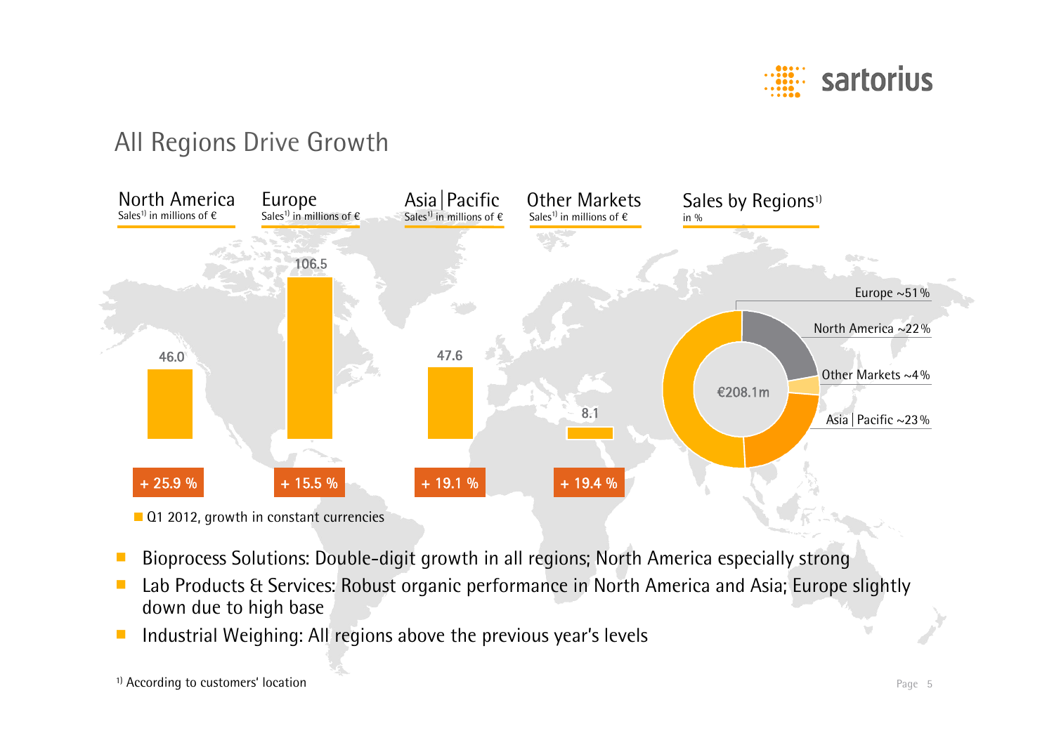# All Regions Drive Growth

| | North America | Europe | Asia \| Pacific | Other Markets |
|---|---|---|---|---|
| Sales[1] in millions of € | 46.0 | 106.5 | 47.6 | 8.1 |
| Growth | + 25.9 % | + 15.5 % | + 19.1 % | + 19.4 % |

Q1 2012, growth in constant currencies

**Sales by Regions[1]** in %

€208.1m

- Europe ~51 %
- North America ~22 %
- Other Markets ~4 %
- Asia | Pacific ~23 %

- Bioprocess Solutions: Double-digit growth in all regions; North America especially strong
- Lab Products & Services: Robust organic performance in North America and Asia; Europe slightly down due to high base
- Industrial Weighing: All regions above the previous year's levels

[1] According to customers' location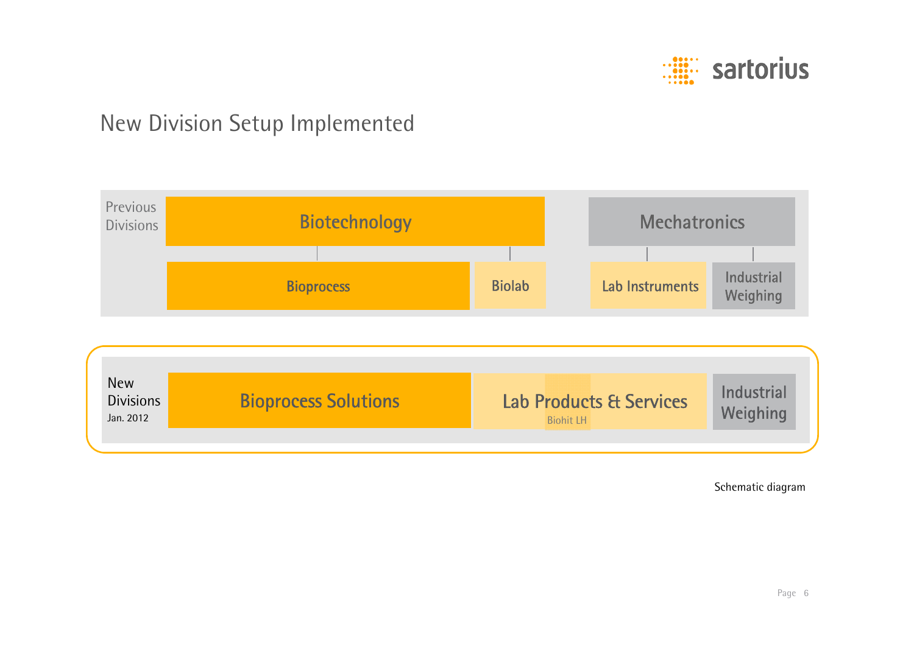# New Division Setup Implemented

**Previous Divisions**

- **Biotechnology**
  - Bioprocess
  - Biolab
- **Mechatronics**
  - Lab Instruments
  - Industrial Weighing

**New Divisions**
Jan. 2012

- **Bioprocess Solutions**
- **Lab Products & Services** (Biohit LH)
- **Industrial Weighing**

Schematic diagram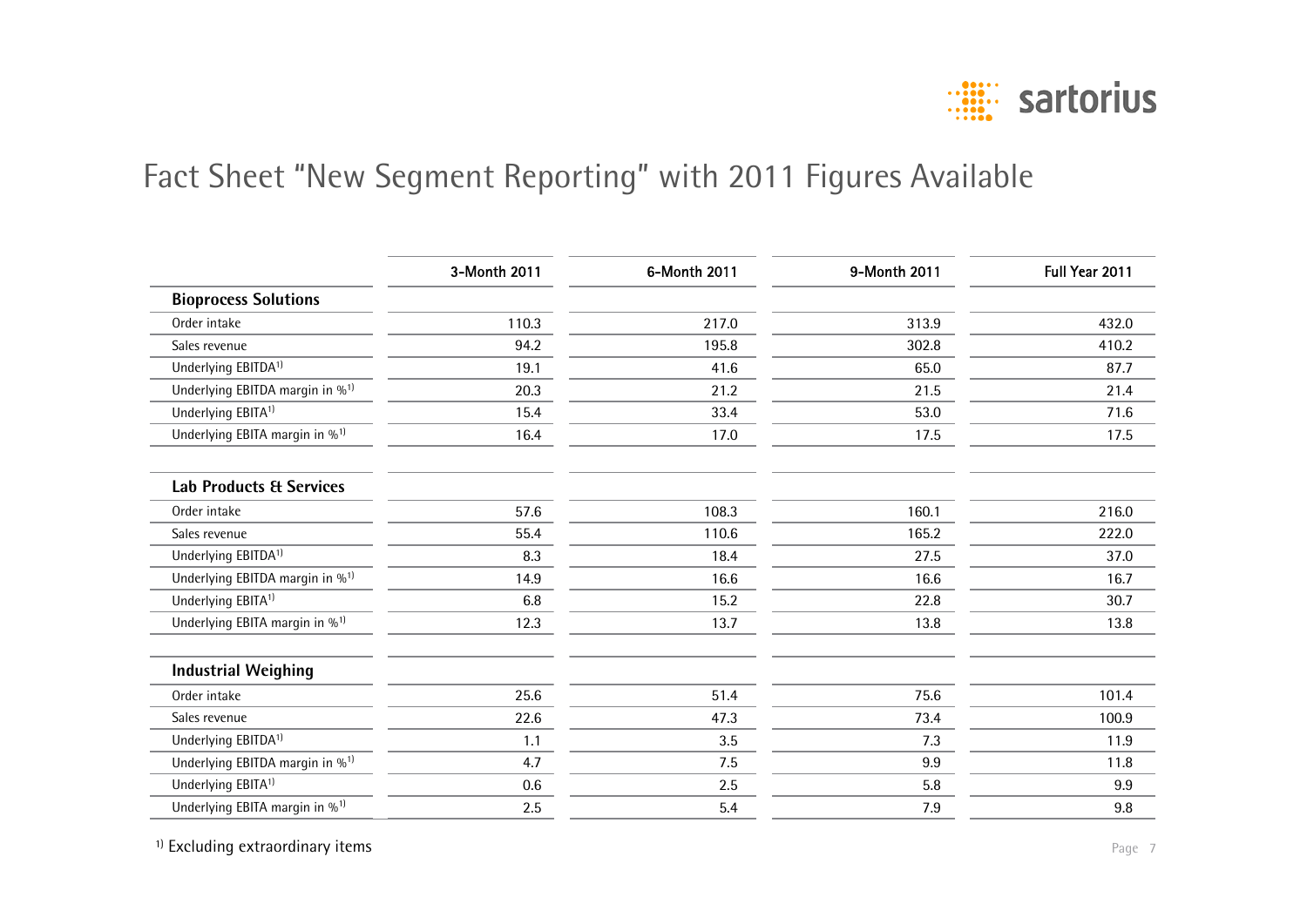# Fact Sheet "New Segment Reporting" with 2011 Figures Available

| | 3-Month 2011 | 6-Month 2011 | 9-Month 2011 | Full Year 2011 |
|---|---|---|---|---|
| **Bioprocess Solutions** | | | | |
| Order intake | 110.3 | 217.0 | 313.9 | 432.0 |
| Sales revenue | 94.2 | 195.8 | 302.8 | 410.2 |
| Underlying EBITDA[1] | 19.1 | 41.6 | 65.0 | 87.7 |
| Underlying EBITDA margin in %[1] | 20.3 | 21.2 | 21.5 | 21.4 |
| Underlying EBITA[1] | 15.4 | 33.4 | 53.0 | 71.6 |
| Underlying EBITA margin in %[1] | 16.4 | 17.0 | 17.5 | 17.5 |
| **Lab Products & Services** | | | | |
| Order intake | 57.6 | 108.3 | 160.1 | 216.0 |
| Sales revenue | 55.4 | 110.6 | 165.2 | 222.0 |
| Underlying EBITDA[1] | 8.3 | 18.4 | 27.5 | 37.0 |
| Underlying EBITDA margin in %[1] | 14.9 | 16.6 | 16.6 | 16.7 |
| Underlying EBITA[1] | 6.8 | 15.2 | 22.8 | 30.7 |
| Underlying EBITA margin in %[1] | 12.3 | 13.7 | 13.8 | 13.8 |
| **Industrial Weighing** | | | | |
| Order intake | 25.6 | 51.4 | 75.6 | 101.4 |
| Sales revenue | 22.6 | 47.3 | 73.4 | 100.9 |
| Underlying EBITDA[1] | 1.1 | 3.5 | 7.3 | 11.9 |
| Underlying EBITDA margin in %[1] | 4.7 | 7.5 | 9.9 | 11.8 |
| Underlying EBITA[1] | 0.6 | 2.5 | 5.8 | 9.9 |
| Underlying EBITA margin in %[1] | 2.5 | 5.4 | 7.9 | 9.8 |

[1] Excluding extraordinary items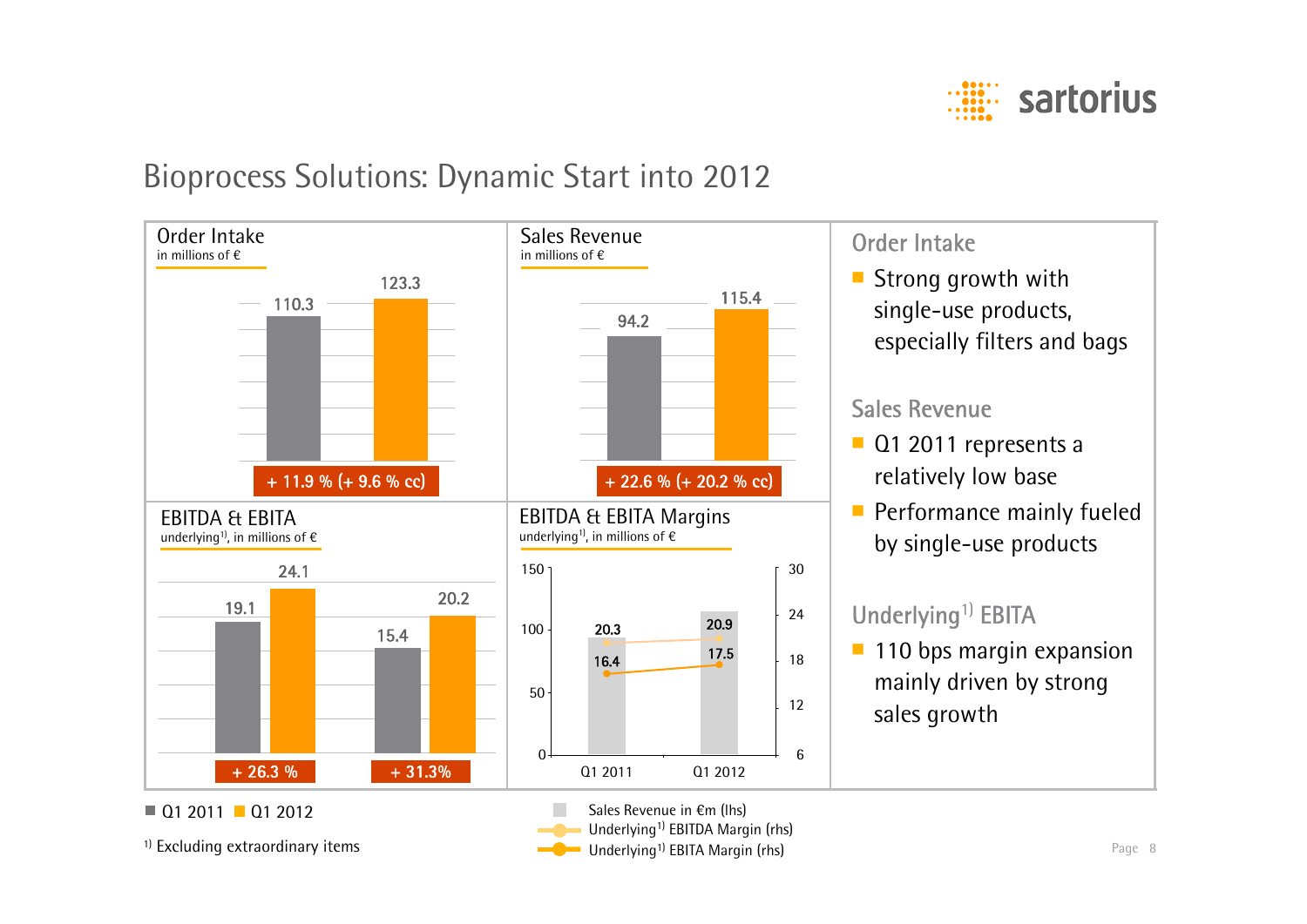# Bioprocess Solutions: Dynamic Start into 2012

## Order Intake
in millions of €

| | Q1 2011 | Q1 2012 |
|---|---|---|
| Order Intake | 110.3 | 123.3 |

+ 11.9 % (+ 9.6 % cc)

## Sales Revenue
in millions of €

| | Q1 2011 | Q1 2012 |
|---|---|---|
| Sales Revenue | 94.2 | 115.4 |

+ 22.6 % (+ 20.2 % cc)

## EBITDA & EBITA
underlying[1], in millions of €

| | Q1 2011 | Q1 2012 | Change |
|---|---|---|---|
| EBITDA | 19.1 | 24.1 | + 26.3 % |
| EBITA | 15.4 | 20.2 | + 31.3% |

## EBITDA & EBITA Margins
underlying[1], in millions of €

| | Q1 2011 | Q1 2012 |
|---|---|---|
| Underlying[1] EBITDA Margin (rhs) | 20.3 | 20.9 |
| Underlying[1] EBITA Margin (rhs) | 16.4 | 17.5 |

Sales Revenue in €m (lhs)

■ Q1 2011 ■ Q1 2012

## Order Intake
- Strong growth with single-use products, especially filters and bags

## Sales Revenue
- Q1 2011 represents a relatively low base
- Performance mainly fueled by single-use products

## Underlying[1] EBITA
- 110 bps margin expansion mainly driven by strong sales growth

[1] Excluding extraordinary items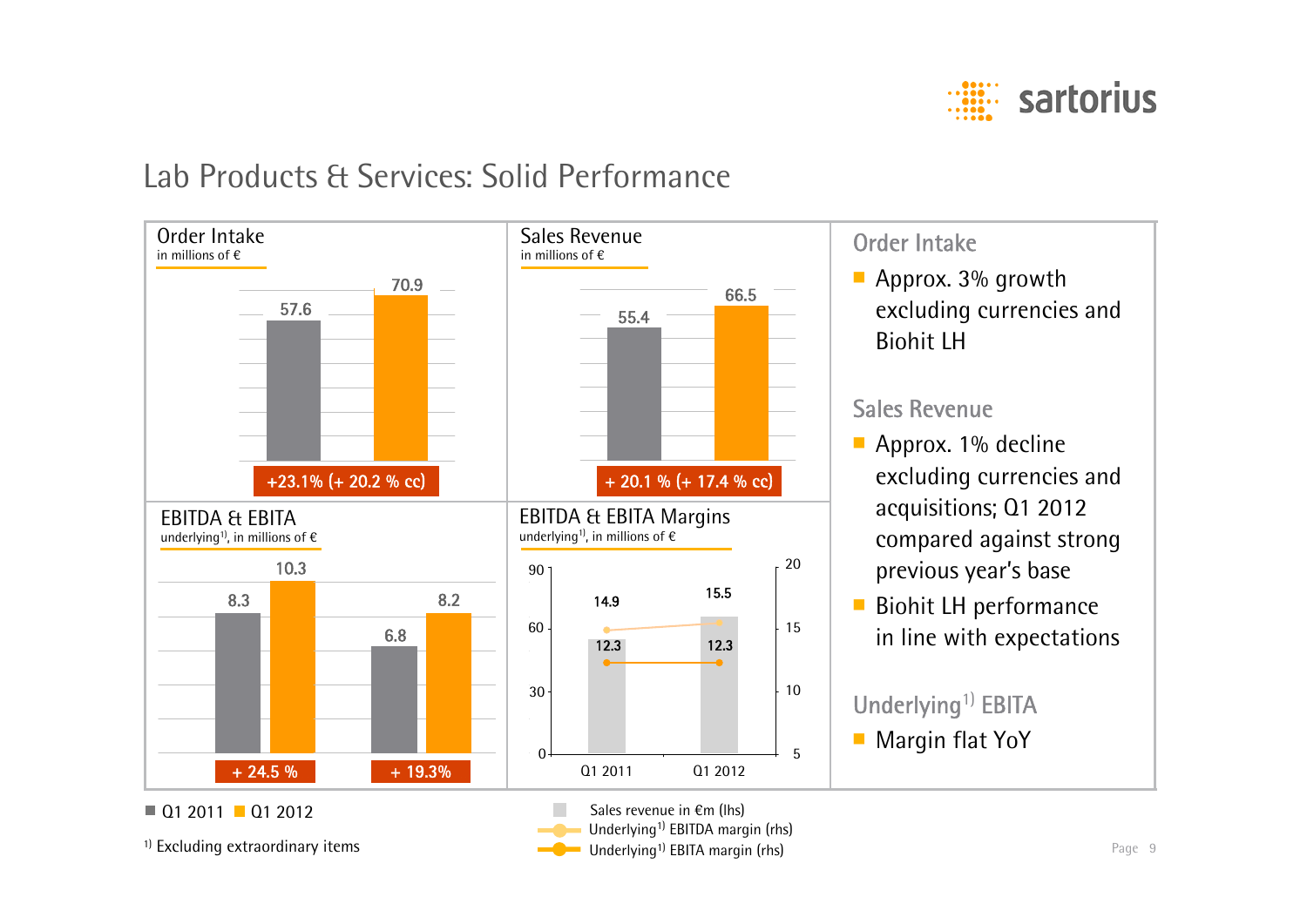# Lab Products & Services: Solid Performance

## Order Intake
in millions of €

| Q1 2011 | Q1 2012 |
|---|---|
| 57.6 | 70.9 |

+23.1% (+ 20.2 % cc)

## Sales Revenue
in millions of €

| Q1 2011 | Q1 2012 |
|---|---|
| 55.4 | 66.5 |

+ 20.1 % (+ 17.4 % cc)

## EBITDA & EBITA
underlying[1], in millions of €

| | Q1 2011 | Q1 2012 | Change |
|---|---|---|---|
| EBITDA | 8.3 | 10.3 | + 24.5 % |
| EBITA | 6.8 | 8.2 | + 19.3% |

## EBITDA & EBITA Margins
underlying[1], in millions of €

| | Q1 2011 | Q1 2012 |
|---|---|---|
| Sales revenue in €m (lhs) | 55.4 | 66.5 |
| Underlying[1] EBITDA margin (rhs) | 14.9 | 15.5 |
| Underlying[1] EBITA margin (rhs) | 12.3 | 12.3 |

■ Q1 2011 ■ Q1 2012

1) Excluding extraordinary items

### Order Intake
- Approx. 3% growth excluding currencies and Biohit LH

### Sales Revenue
- Approx. 1% decline excluding currencies and acquisitions; Q1 2012 compared against strong previous year's base
- Biohit LH performance in line with expectations

### Underlying[1] EBITA
- Margin flat YoY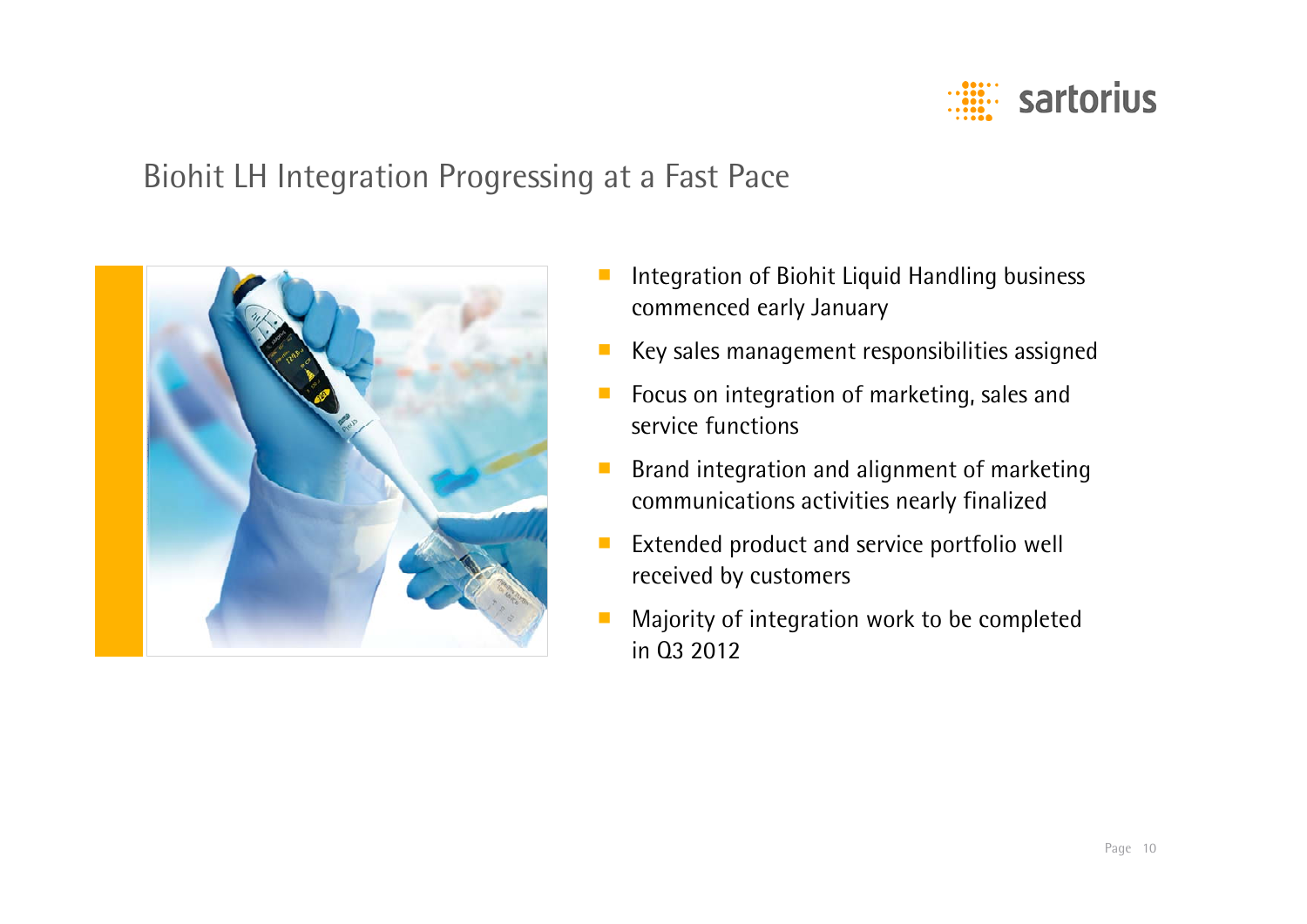# Biohit LH Integration Progressing at a Fast Pace

- Integration of Biohit Liquid Handling business commenced early January
- Key sales management responsibilities assigned
- Focus on integration of marketing, sales and service functions
- Brand integration and alignment of marketing communications activities nearly finalized
- Extended product and service portfolio well received by customers
- Majority of integration work to be completed in Q3 2012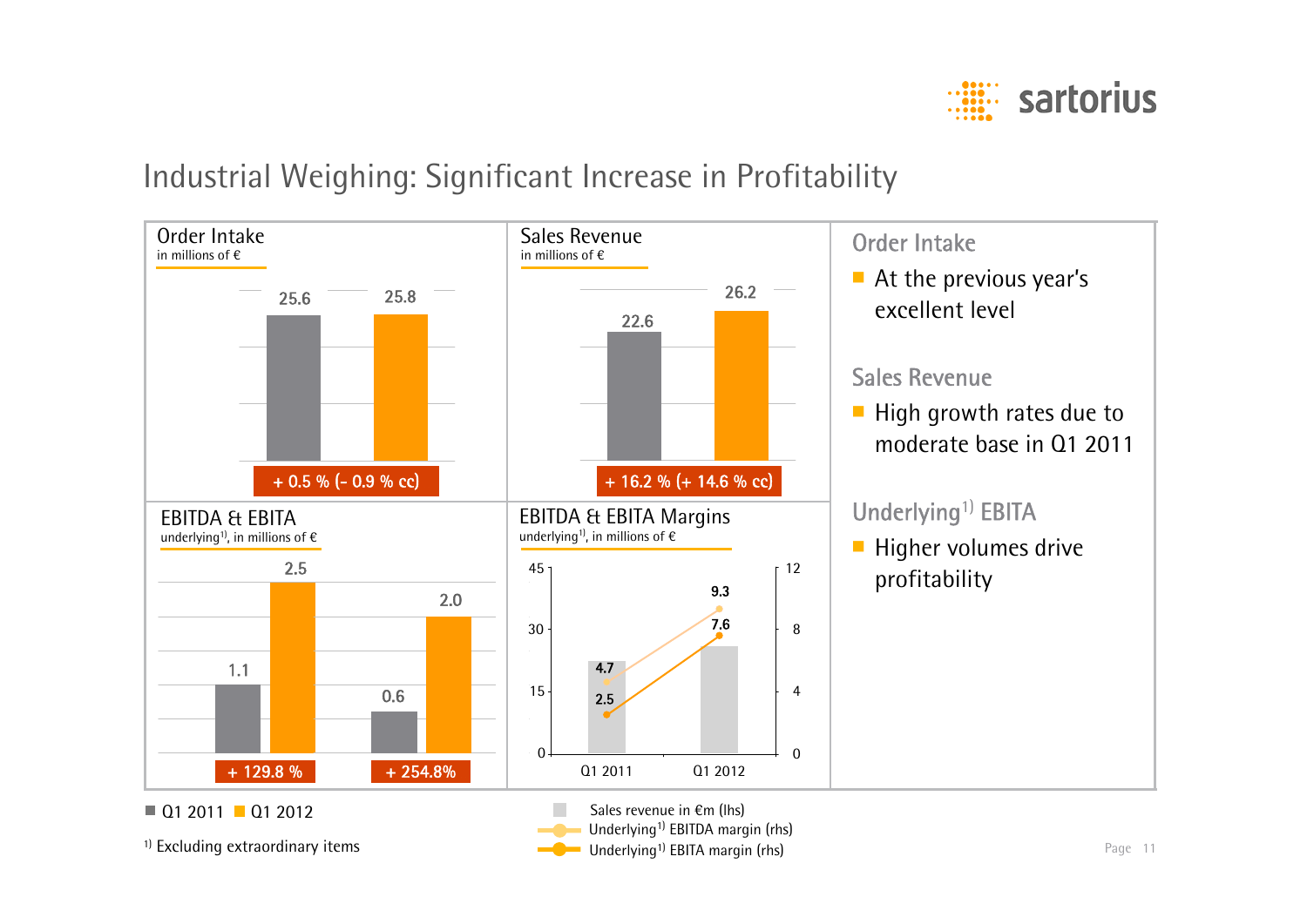# Industrial Weighing: Significant Increase in Profitability

**Order Intake**
in millions of €

| | Q1 2011 | Q1 2012 |
|---|---|---|
| Order Intake | 25.6 | 25.8 |

+ 0.5 % (- 0.9 % cc)

**Sales Revenue**
in millions of €

| | Q1 2011 | Q1 2012 |
|---|---|---|
| Sales Revenue | 22.6 | 26.2 |

+ 16.2 % (+ 14.6 % cc)

**EBITDA & EBITA**
underlying[1], in millions of €

| | Q1 2011 | Q1 2012 | Change |
|---|---|---|---|
| EBITDA | 1.1 | 2.5 | + 129.8 % |
| EBITA | 0.6 | 2.0 | + 254.8% |

**EBITDA & EBITA Margins**
underlying[1], in millions of €

| | Q1 2011 | Q1 2012 |
|---|---|---|
| Sales revenue in €m (lhs) | 22.6 | 26.2 |
| Underlying[1] EBITDA margin (rhs) | 4.7 | 9.3 |
| Underlying[1] EBITA margin (rhs) | 2.5 | 7.6 |

■ Q1 2011 ■ Q1 2012

1) Excluding extraordinary items

## Order Intake

- At the previous year's excellent level

## Sales Revenue

- High growth rates due to moderate base in Q1 2011

## Underlying[1] EBITA

- Higher volumes drive profitability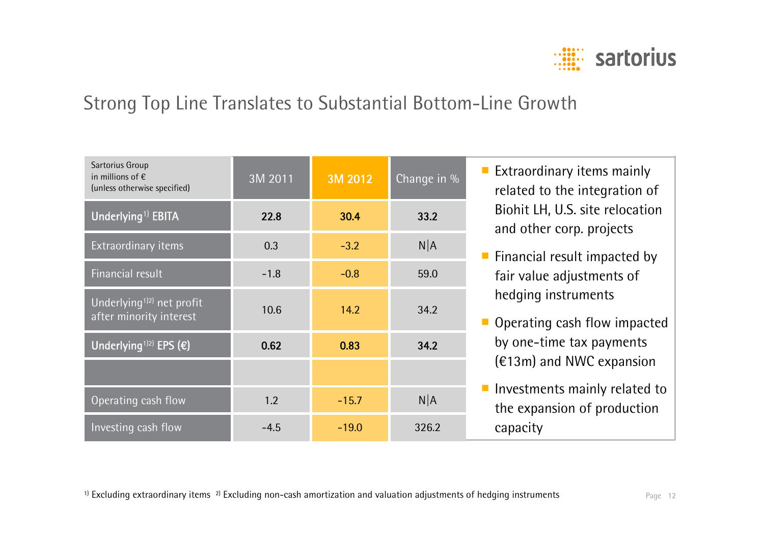## Strong Top Line Translates to Substantial Bottom-Line Growth

| Sartorius Group in millions of € (unless otherwise specified) | 3M 2011 | 3M 2012 | Change in % |
|---|---|---|---|
| **Underlying[1] EBITA** | **22.8** | **30.4** | **33.2** |
| Extraordinary items | 0.3 | -3.2 | N\|A |
| Financial result | -1.8 | -0.8 | 59.0 |
| Underlying[1)2)] net profit after minority interest | 10.6 | 14.2 | 34.2 |
| **Underlying[1)2)] EPS (€)** | **0.62** | **0.83** | **34.2** |
| | | | |
| Operating cash flow | 1.2 | -15.7 | N\|A |
| Investing cash flow | -4.5 | -19.0 | 326.2 |

- Extraordinary items mainly related to the integration of Biohit LH, U.S. site relocation and other corp. projects
- Financial result impacted by fair value adjustments of hedging instruments
- Operating cash flow impacted by one-time tax payments (€13m) and NWC expansion
- Investments mainly related to the expansion of production capacity

[1] Excluding extraordinary items [2] Excluding non-cash amortization and valuation adjustments of hedging instruments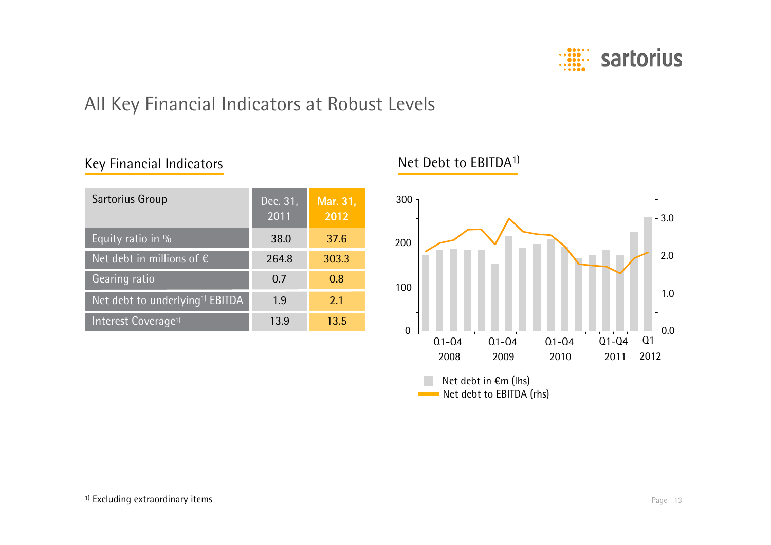# All Key Financial Indicators at Robust Levels

## Key Financial Indicators

| Sartorius Group | Dec. 31, 2011 | Mar. 31, 2012 |
|---|---|---|
| Equity ratio in % | 38.0 | 37.6 |
| Net debt in millions of € | 264.8 | 303.3 |
| Gearing ratio | 0.7 | 0.8 |
| Net debt to underlying[1] EBITDA | 1.9 | 2.1 |
| Interest Coverage[1] | 13.9 | 13.5 |

## Net Debt to EBITDA[1]

Left axis: 0, 100, 200, 300
Right axis: 0.0, 1.0, 2.0, 3.0

X-axis: Q1-Q4 2008, Q1-Q4 2009, Q1-Q4 2010, Q1-Q4 2011, Q1 2012

- Net debt in €m (lhs)
- Net debt to EBITDA (rhs)

[1] Excluding extraordinary items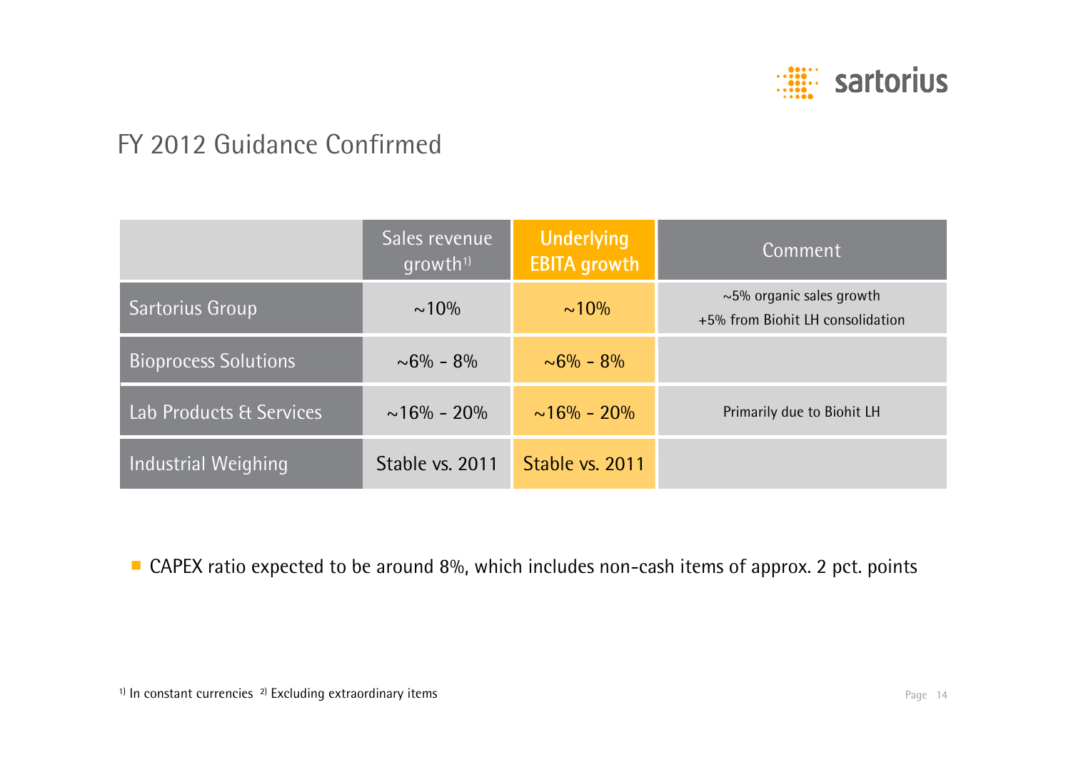# FY 2012 Guidance Confirmed

| | Sales revenue growth[1] | Underlying EBITA growth | Comment |
|---|---|---|---|
| Sartorius Group | ~10% | ~10% | ~5% organic sales growth<br>+5% from Biohit LH consolidation |
| Bioprocess Solutions | ~6% - 8% | ~6% - 8% | |
| Lab Products & Services | ~16% - 20% | ~16% - 20% | Primarily due to Biohit LH |
| Industrial Weighing | Stable vs. 2011 | Stable vs. 2011 | |

- CAPEX ratio expected to be around 8%, which includes non-cash items of approx. 2 pct. points

[1] In constant currencies [2] Excluding extraordinary items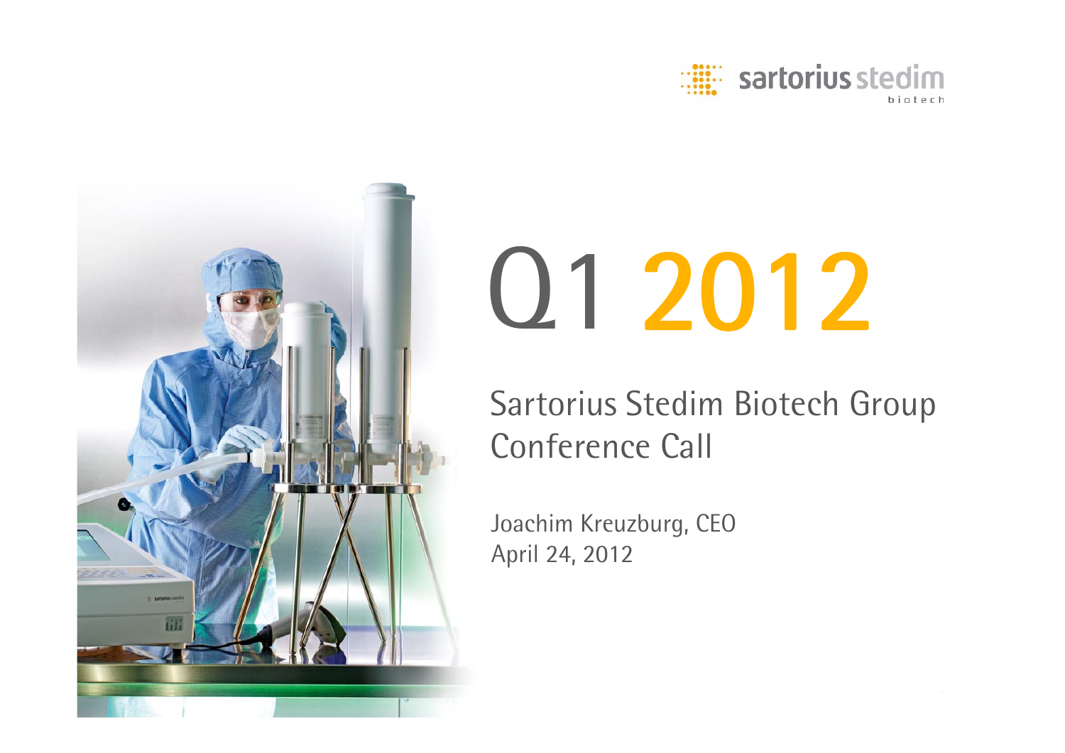# Q1 2012

## Sartorius Stedim Biotech Group Conference Call

Joachim Kreuzburg, CEO
April 24, 2012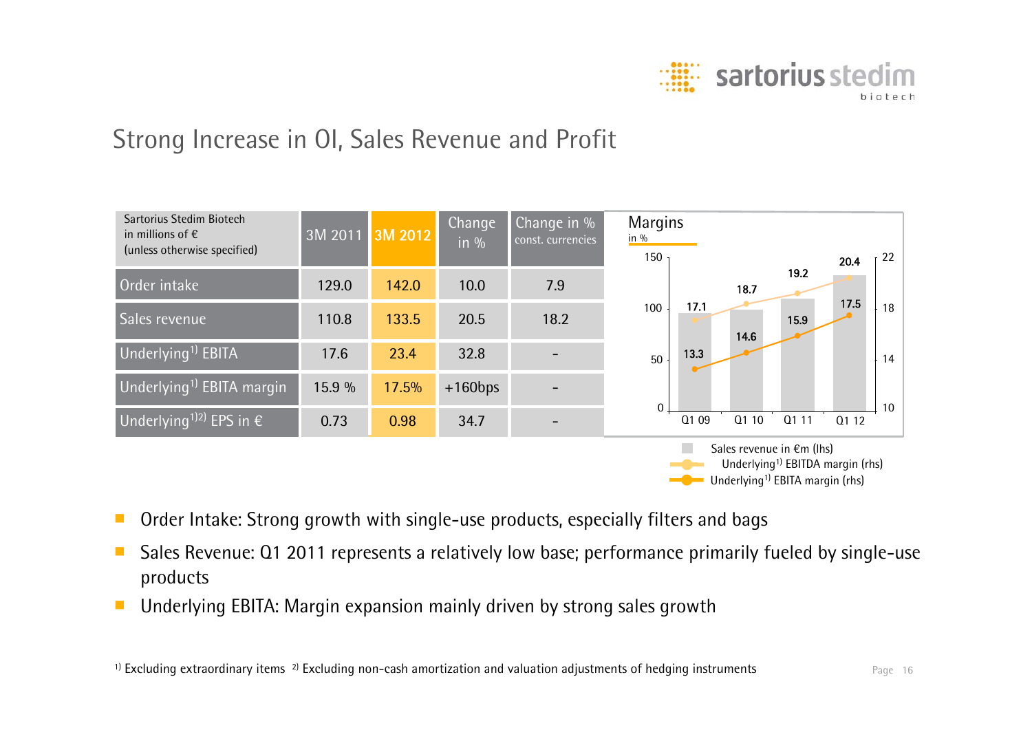## Strong Increase in OI, Sales Revenue and Profit

| Sartorius Stedim Biotech in millions of € (unless otherwise specified) | 3M 2011 | 3M 2012 | Change in % | Change in % const. currencies |
|---|---|---|---|---|
| Order intake | 129.0 | 142.0 | 10.0 | 7.9 |
| Sales revenue | 110.8 | 133.5 | 20.5 | 18.2 |
| Underlying[1] EBITA | 17.6 | 23.4 | 32.8 | - |
| Underlying[1] EBITA margin | 15.9 % | 17.5% | +160bps | - |
| Underlying[1)2)] EPS in € | 0.73 | 0.98 | 34.7 | - |

**Margins**
in %

| | Q1 09 | Q1 10 | Q1 11 | Q1 12 |
|---|---|---|---|---|
| Underlying[1] EBITDA margin (rhs) | 17.1 | 18.7 | 19.2 | 20.4 |
| Underlying[1] EBITA margin (rhs) | 13.3 | 14.6 | 15.9 | 17.5 |

Sales revenue in €m (lhs)
Underlying[1] EBITDA margin (rhs)
Underlying[1] EBITA margin (rhs)

- Order Intake: Strong growth with single-use products, especially filters and bags
- Sales Revenue: Q1 2011 represents a relatively low base; performance primarily fueled by single-use products
- Underlying EBITA: Margin expansion mainly driven by strong sales growth

[1] Excluding extraordinary items [2] Excluding non-cash amortization and valuation adjustments of hedging instruments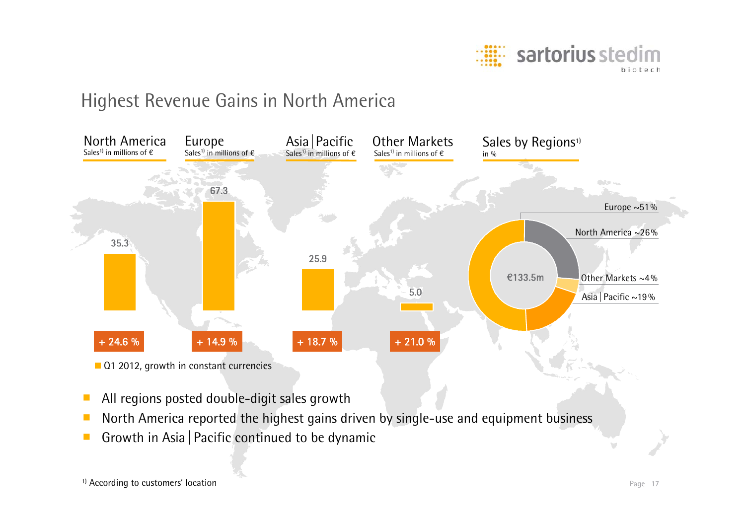## Highest Revenue Gains in North America

| | North America | Europe | Asia / Pacific | Other Markets |
|---|---|---|---|---|
| Sales[1] in millions of € | 35.3 | 67.3 | 25.9 | 5.0 |
| Q1 2012, growth in constant currencies | + 24.6 % | + 14.9 % | + 18.7 % | + 21.0 % |

**Sales by Regions[1]** in %

€133.5m

- Europe ~51 %
- North America ~26 %
- Other Markets ~4 %
- Asia | Pacific ~19 %

- All regions posted double-digit sales growth
- North America reported the highest gains driven by single-use and equipment business
- Growth in Asia | Pacific continued to be dynamic

[1] According to customers' location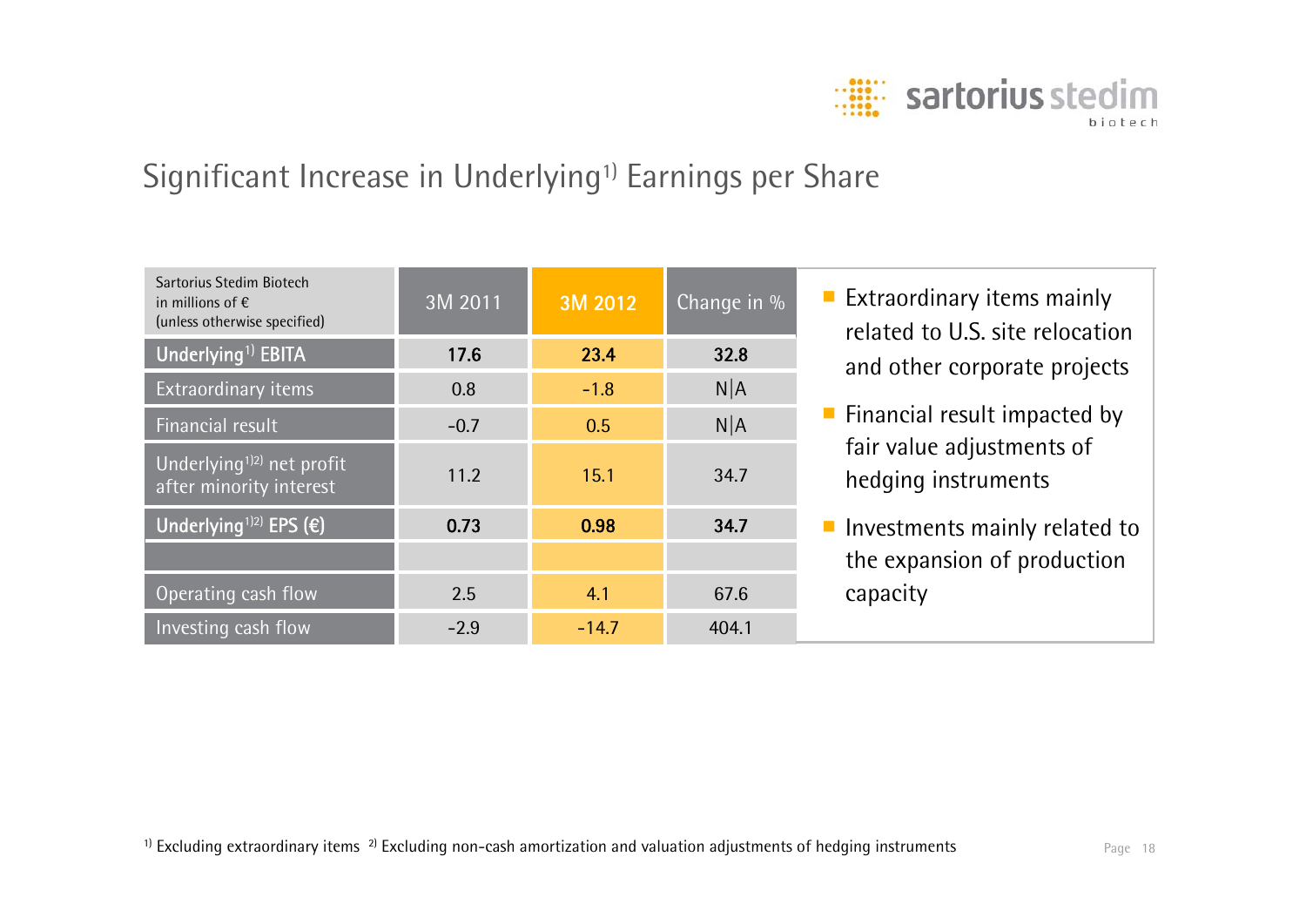# Significant Increase in Underlying[1] Earnings per Share

| Sartorius Stedim Biotech in millions of € (unless otherwise specified) | 3M 2011 | 3M 2012 | Change in % |
|---|---|---|---|
| **Underlying[1] EBITA** | **17.6** | **23.4** | **32.8** |
| Extraordinary items | 0.8 | -1.8 | N\|A |
| Financial result | -0.7 | 0.5 | N\|A |
| Underlying[1)2)] net profit after minority interest | 11.2 | 15.1 | 34.7 |
| **Underlying[1)2)] EPS (€)** | **0.73** | **0.98** | **34.7** |
| | | | |
| Operating cash flow | 2.5 | 4.1 | 67.6 |
| Investing cash flow | -2.9 | -14.7 | 404.1 |

- Extraordinary items mainly related to U.S. site relocation and other corporate projects
- Financial result impacted by fair value adjustments of hedging instruments
- Investments mainly related to the expansion of production capacity

[1] Excluding extraordinary items [2] Excluding non-cash amortization and valuation adjustments of hedging instruments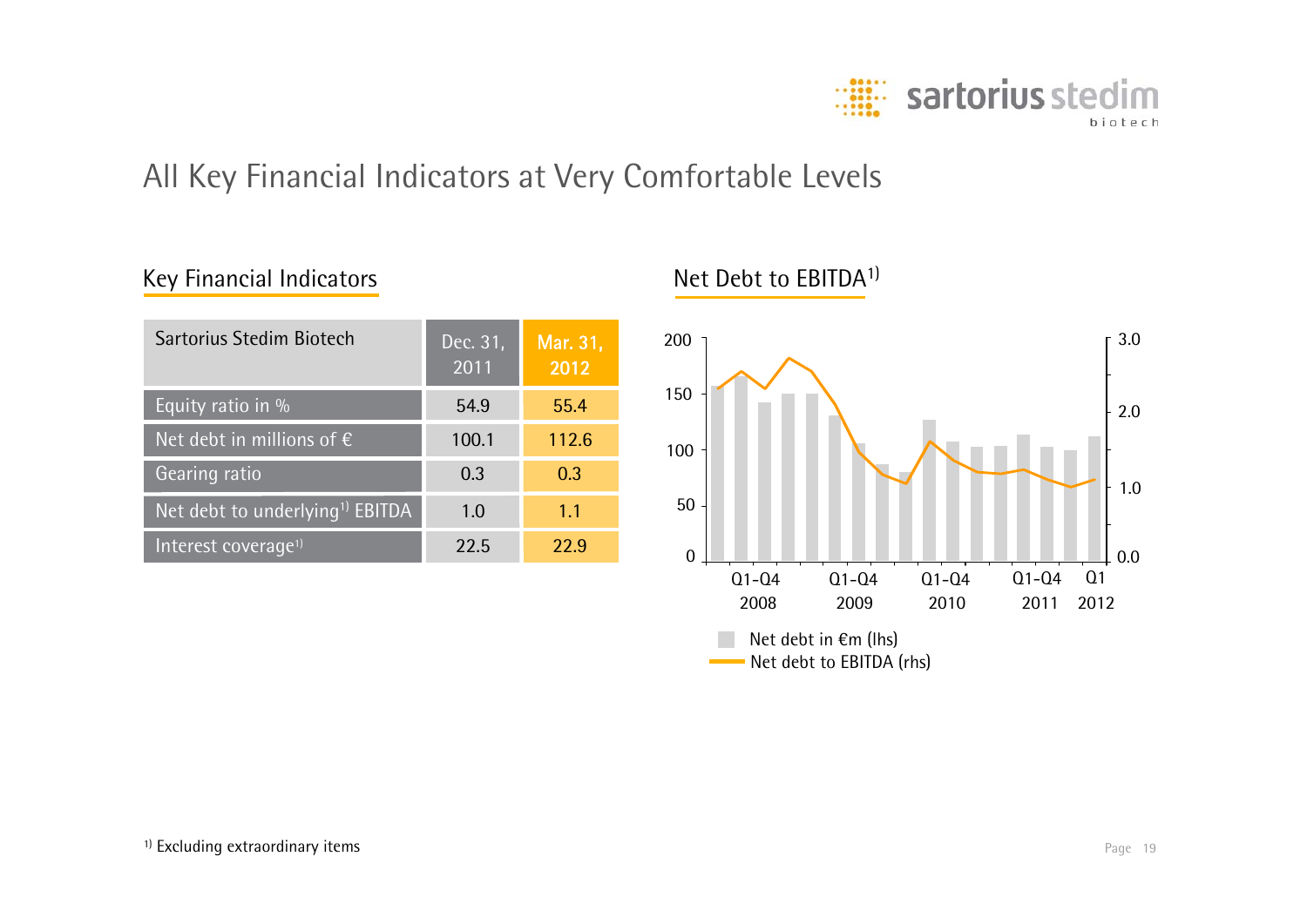# All Key Financial Indicators at Very Comfortable Levels

## Key Financial Indicators

| Sartorius Stedim Biotech | Dec. 31, 2011 | Mar. 31, 2012 |
|---|---|---|
| Equity ratio in % | 54.9 | 55.4 |
| Net debt in millions of € | 100.1 | 112.6 |
| Gearing ratio | 0.3 | 0.3 |
| Net debt to underlying[1] EBITDA | 1.0 | 1.1 |
| Interest coverage[1] | 22.5 | 22.9 |

## Net Debt to EBITDA[1]

Net debt in €m (lhs)

Net debt to EBITDA (rhs)

[1] Excluding extraordinary items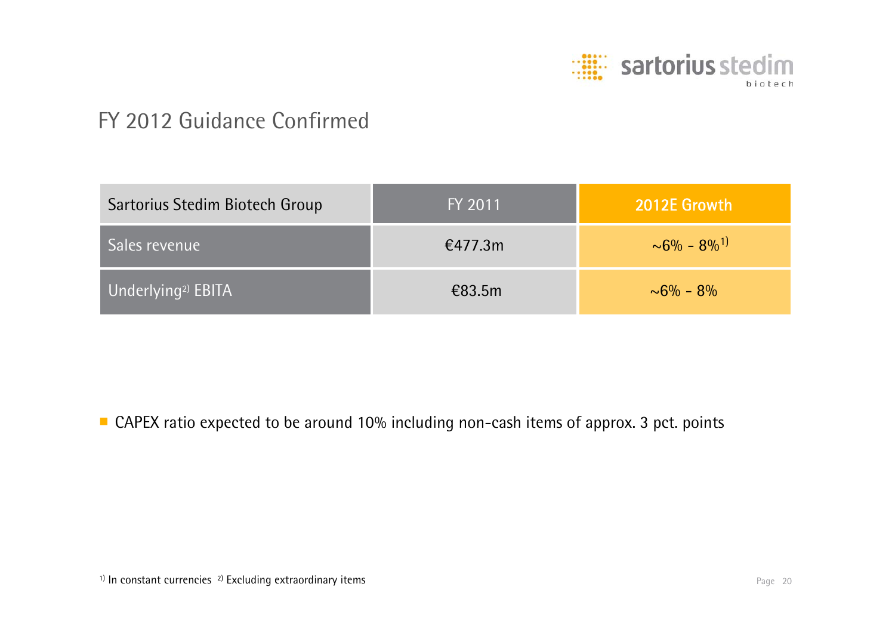# FY 2012 Guidance Confirmed

| Sartorius Stedim Biotech Group | FY 2011 | 2012E Growth |
| --- | --- | --- |
| Sales revenue | €477.3m | ~6% - 8%[1] |
| Underlying[2] EBITA | €83.5m | ~6% - 8% |

- CAPEX ratio expected to be around 10% including non-cash items of approx. 3 pct. points

[1] In constant currencies [2] Excluding extraordinary items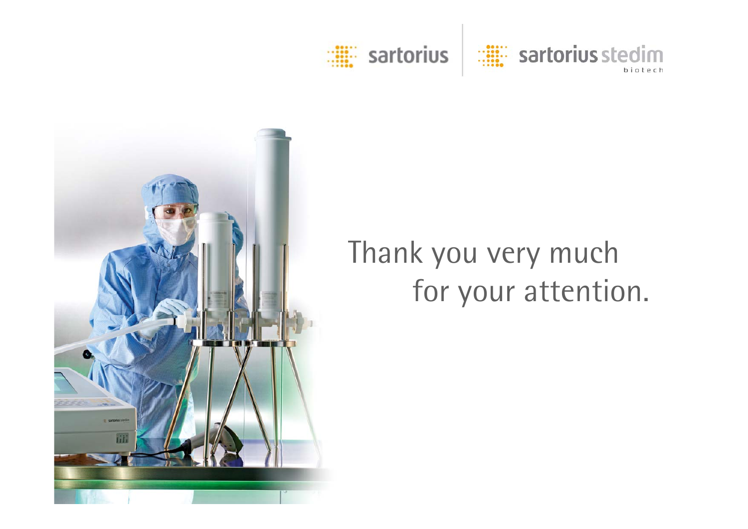Thank you very much
for your attention.